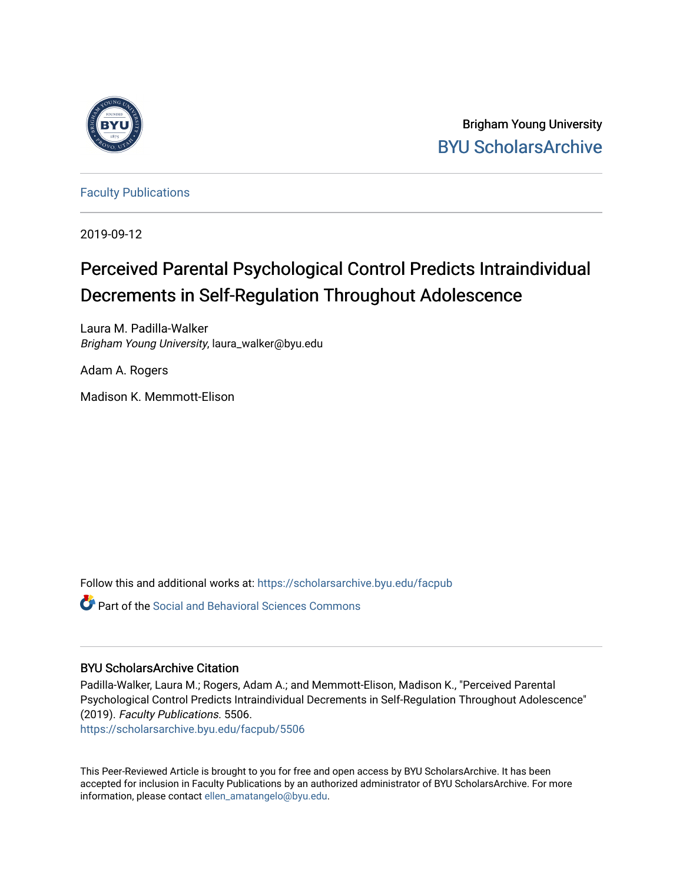Brigham Young University

BYU ScholarsArchive

Faculty Publications

2019-09-12

# Perceived Parental Psychological Control Predicts Intraindividual Decrements in Self-Regulation Throughout Adolescence

Laura M. Padilla-Walker
*Brigham Young University*, laura_walker@byu.edu

Adam A. Rogers

Madison K. Memmott-Elison

Follow this and additional works at: https://scholarsarchive.byu.edu/facpub

Part of the Social and Behavioral Sciences Commons

## BYU ScholarsArchive Citation

Padilla-Walker, Laura M.; Rogers, Adam A.; and Memmott-Elison, Madison K., "Perceived Parental Psychological Control Predicts Intraindividual Decrements in Self-Regulation Throughout Adolescence" (2019). *Faculty Publications*. 5506.
https://scholarsarchive.byu.edu/facpub/5506

This Peer-Reviewed Article is brought to you for free and open access by BYU ScholarsArchive. It has been accepted for inclusion in Faculty Publications by an authorized administrator of BYU ScholarsArchive. For more information, please contact ellen_amatangelo@byu.edu.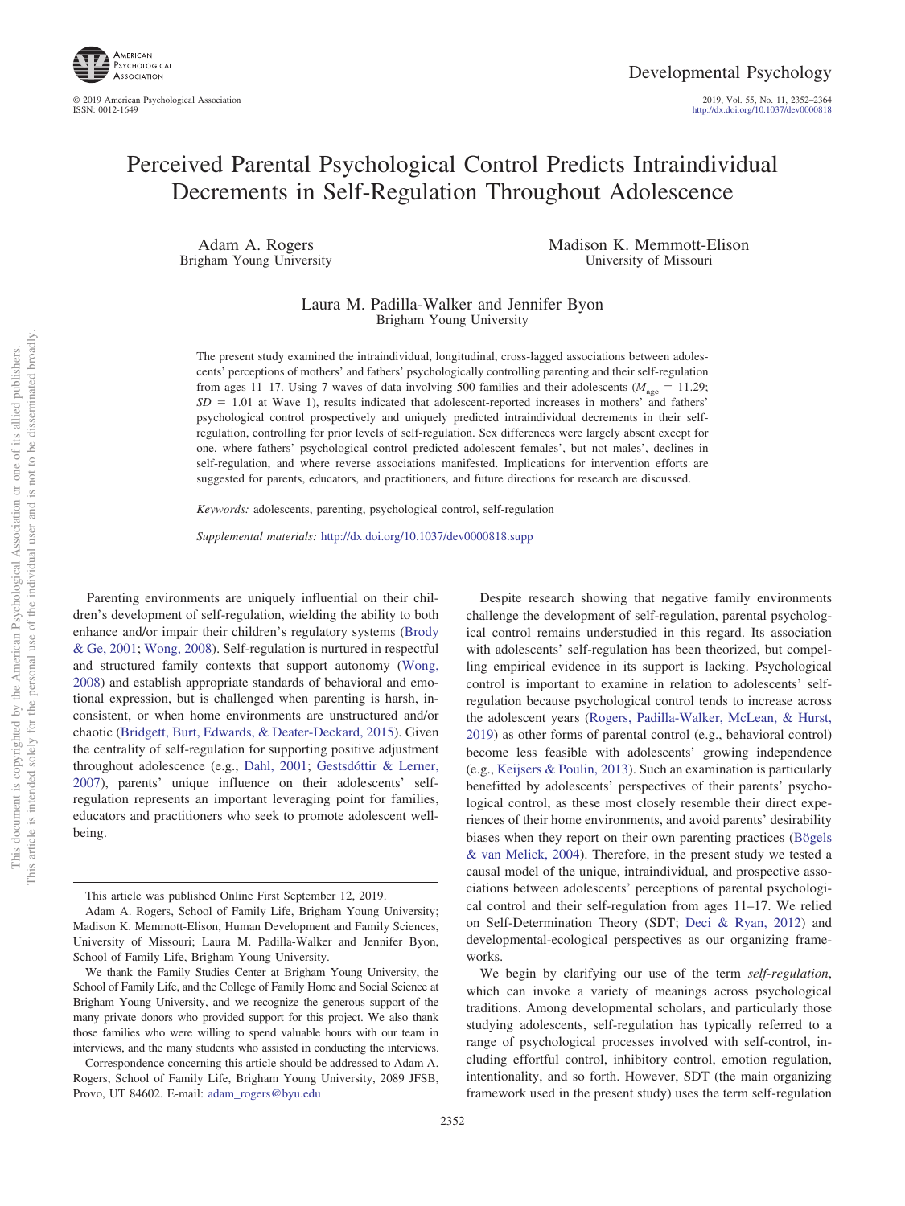# Perceived Parental Psychological Control Predicts Intraindividual Decrements in Self-Regulation Throughout Adolescence

Adam A. Rogers
Brigham Young University

Madison K. Memmott-Elison
University of Missouri

Laura M. Padilla-Walker and Jennifer Byon
Brigham Young University

The present study examined the intraindividual, longitudinal, cross-lagged associations between adolescents' perceptions of mothers' and fathers' psychologically controlling parenting and their self-regulation from ages 11–17. Using 7 waves of data involving 500 families and their adolescents ($M_{age}$ = 11.29; $SD$ = 1.01 at Wave 1), results indicated that adolescent-reported increases in mothers' and fathers' psychological control prospectively and uniquely predicted intraindividual decrements in their self-regulation, controlling for prior levels of self-regulation. Sex differences were largely absent except for one, where fathers' psychological control predicted adolescent females', but not males', declines in self-regulation, and where reverse associations manifested. Implications for intervention efforts are suggested for parents, educators, and practitioners, and future directions for research are discussed.

*Keywords:* adolescents, parenting, psychological control, self-regulation

*Supplemental materials:* http://dx.doi.org/10.1037/dev0000818.supp

Parenting environments are uniquely influential on their children's development of self-regulation, wielding the ability to both enhance and/or impair their children's regulatory systems (Brody & Ge, 2001; Wong, 2008). Self-regulation is nurtured in respectful and structured family contexts that support autonomy (Wong, 2008) and establish appropriate standards of behavioral and emotional expression, but is challenged when parenting is harsh, inconsistent, or when home environments are unstructured and/or chaotic (Bridgett, Burt, Edwards, & Deater-Deckard, 2015). Given the centrality of self-regulation for supporting positive adjustment throughout adolescence (e.g., Dahl, 2001; Gestsdóttir & Lerner, 2007), parents' unique influence on their adolescents' self-regulation represents an important leveraging point for families, educators and practitioners who seek to promote adolescent well-being.

Despite research showing that negative family environments challenge the development of self-regulation, parental psychological control remains understudied in this regard. Its association with adolescents' self-regulation has been theorized, but compelling empirical evidence in its support is lacking. Psychological control is important to examine in relation to adolescents' self-regulation because psychological control tends to increase across the adolescent years (Rogers, Padilla-Walker, McLean, & Hurst, 2019) as other forms of parental control (e.g., behavioral control) become less feasible with adolescents' growing independence (e.g., Keijsers & Poulin, 2013). Such an examination is particularly benefitted by adolescents' perspectives of their parents' psychological control, as these most closely resemble their direct experiences of their home environments, and avoid parents' desirability biases when they report on their own parenting practices (Bögels & van Melick, 2004). Therefore, in the present study we tested a causal model of the unique, intraindividual, and prospective associations between adolescents' perceptions of parental psychological control and their self-regulation from ages 11–17. We relied on Self-Determination Theory (SDT; Deci & Ryan, 2012) and developmental-ecological perspectives as our organizing frameworks.

We begin by clarifying our use of the term *self-regulation*, which can invoke a variety of meanings across psychological traditions. Among developmental scholars, and particularly those studying adolescents, self-regulation has typically referred to a range of psychological processes involved with self-control, including effortful control, inhibitory control, emotion regulation, intentionality, and so forth. However, SDT (the main organizing framework used in the present study) uses the term self-regulation

This article was published Online First September 12, 2019.

Adam A. Rogers, School of Family Life, Brigham Young University; Madison K. Memmott-Elison, Human Development and Family Sciences, University of Missouri; Laura M. Padilla-Walker and Jennifer Byon, School of Family Life, Brigham Young University.

We thank the Family Studies Center at Brigham Young University, the School of Family Life, and the College of Family Home and Social Science at Brigham Young University, and we recognize the generous support of the many private donors who provided support for this project. We also thank those families who were willing to spend valuable hours with our team in interviews, and the many students who assisted in conducting the interviews.

Correspondence concerning this article should be addressed to Adam A. Rogers, School of Family Life, Brigham Young University, 2089 JFSB, Provo, UT 84602. E-mail: adam_rogers@byu.edu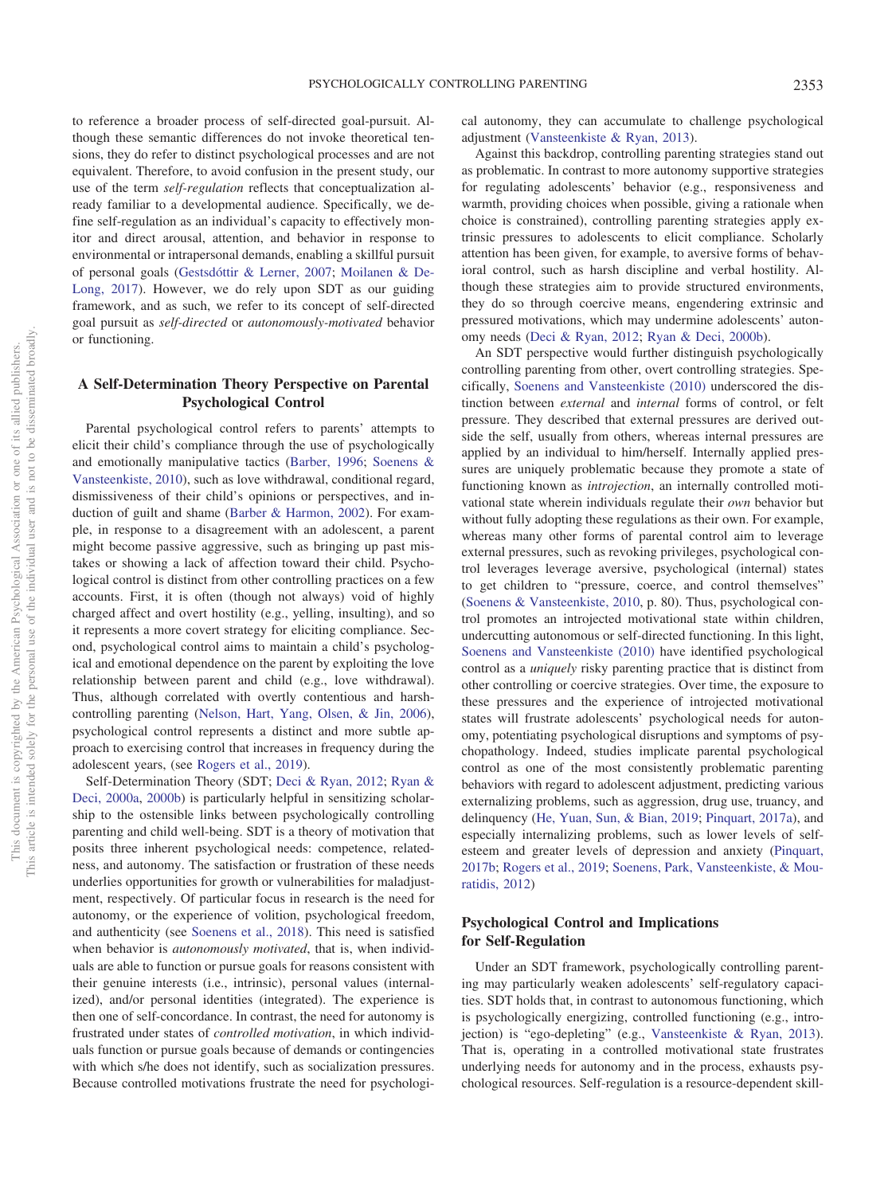to reference a broader process of self-directed goal-pursuit. Although these semantic differences do not invoke theoretical tensions, they do refer to distinct psychological processes and are not equivalent. Therefore, to avoid confusion in the present study, our use of the term *self-regulation* reflects that conceptualization already familiar to a developmental audience. Specifically, we define self-regulation as an individual's capacity to effectively monitor and direct arousal, attention, and behavior in response to environmental or intrapersonal demands, enabling a skillful pursuit of personal goals (Gestsdóttir & Lerner, 2007; Moilanen & DeLong, 2017). However, we do rely upon SDT as our guiding framework, and as such, we refer to its concept of self-directed goal pursuit as *self-directed* or *autonomously-motivated* behavior or functioning.

## A Self-Determination Theory Perspective on Parental Psychological Control

Parental psychological control refers to parents' attempts to elicit their child's compliance through the use of psychologically and emotionally manipulative tactics (Barber, 1996; Soenens & Vansteenkiste, 2010), such as love withdrawal, conditional regard, dismissiveness of their child's opinions or perspectives, and induction of guilt and shame (Barber & Harmon, 2002). For example, in response to a disagreement with an adolescent, a parent might become passive aggressive, such as bringing up past mistakes or showing a lack of affection toward their child. Psychological control is distinct from other controlling practices on a few accounts. First, it is often (though not always) void of highly charged affect and overt hostility (e.g., yelling, insulting), and so it represents a more covert strategy for eliciting compliance. Second, psychological control aims to maintain a child's psychological and emotional dependence on the parent by exploiting the love relationship between parent and child (e.g., love withdrawal). Thus, although correlated with overtly contentious and harsh-controlling parenting (Nelson, Hart, Yang, Olsen, & Jin, 2006), psychological control represents a distinct and more subtle approach to exercising control that increases in frequency during the adolescent years, (see Rogers et al., 2019).

Self-Determination Theory (SDT; Deci & Ryan, 2012; Ryan & Deci, 2000a, 2000b) is particularly helpful in sensitizing scholarship to the ostensible links between psychologically controlling parenting and child well-being. SDT is a theory of motivation that posits three inherent psychological needs: competence, relatedness, and autonomy. The satisfaction or frustration of these needs underlies opportunities for growth or vulnerabilities for maladjustment, respectively. Of particular focus in research is the need for autonomy, or the experience of volition, psychological freedom, and authenticity (see Soenens et al., 2018). This need is satisfied when behavior is *autonomously motivated*, that is, when individuals are able to function or pursue goals for reasons consistent with their genuine interests (i.e., intrinsic), personal values (internalized), and/or personal identities (integrated). The experience is then one of self-concordance. In contrast, the need for autonomy is frustrated under states of *controlled motivation*, in which individuals function or pursue goals because of demands or contingencies with which s/he does not identify, such as socialization pressures. Because controlled motivations frustrate the need for psychological autonomy, they can accumulate to challenge psychological adjustment (Vansteenkiste & Ryan, 2013).

Against this backdrop, controlling parenting strategies stand out as problematic. In contrast to more autonomy supportive strategies for regulating adolescents' behavior (e.g., responsiveness and warmth, providing choices when possible, giving a rationale when choice is constrained), controlling parenting strategies apply extrinsic pressures to adolescents to elicit compliance. Scholarly attention has been given, for example, to aversive forms of behavioral control, such as harsh discipline and verbal hostility. Although these strategies aim to provide structured environments, they do so through coercive means, engendering extrinsic and pressured motivations, which may undermine adolescents' autonomy needs (Deci & Ryan, 2012; Ryan & Deci, 2000b).

An SDT perspective would further distinguish psychologically controlling parenting from other, overt controlling strategies. Specifically, Soenens and Vansteenkiste (2010) underscored the distinction between *external* and *internal* forms of control, or felt pressure. They described that external pressures are derived outside the self, usually from others, whereas internal pressures are applied by an individual to him/herself. Internally applied pressures are uniquely problematic because they promote a state of functioning known as *introjection*, an internally controlled motivational state wherein individuals regulate their *own* behavior but without fully adopting these regulations as their own. For example, whereas many other forms of parental control aim to leverage external pressures, such as revoking privileges, psychological control leverages leverage aversive, psychological (internal) states to get children to "pressure, coerce, and control themselves" (Soenens & Vansteenkiste, 2010, p. 80). Thus, psychological control promotes an introjected motivational state within children, undercutting autonomous or self-directed functioning. In this light, Soenens and Vansteenkiste (2010) have identified psychological control as a *uniquely* risky parenting practice that is distinct from other controlling or coercive strategies. Over time, the exposure to these pressures and the experience of introjected motivational states will frustrate adolescents' psychological needs for autonomy, potentiating psychological disruptions and symptoms of psychopathology. Indeed, studies implicate parental psychological control as one of the most consistently problematic parenting behaviors with regard to adolescent adjustment, predicting various externalizing problems, such as aggression, drug use, truancy, and delinquency (He, Yuan, Sun, & Bian, 2019; Pinquart, 2017a), and especially internalizing problems, such as lower levels of self-esteem and greater levels of depression and anxiety (Pinquart, 2017b; Rogers et al., 2019; Soenens, Park, Vansteenkiste, & Mouratidis, 2012)

## Psychological Control and Implications for Self-Regulation

Under an SDT framework, psychologically controlling parenting may particularly weaken adolescents' self-regulatory capacities. SDT holds that, in contrast to autonomous functioning, which is psychologically energizing, controlled functioning (e.g., introjection) is "ego-depleting" (e.g., Vansteenkiste & Ryan, 2013). That is, operating in a controlled motivational state frustrates underlying needs for autonomy and in the process, exhausts psychological resources. Self-regulation is a resource-dependent skill-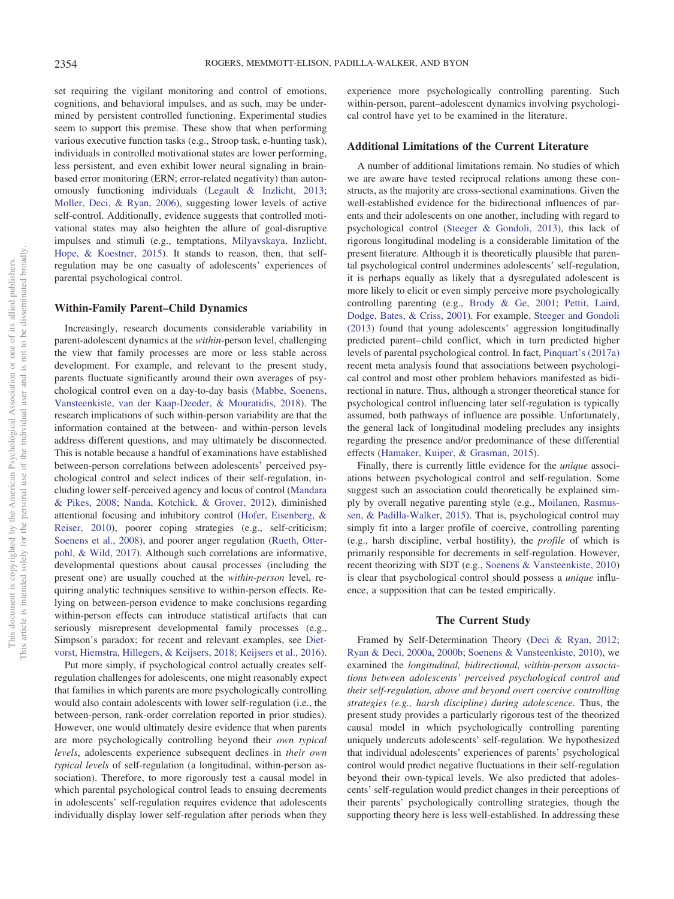set requiring the vigilant monitoring and control of emotions, cognitions, and behavioral impulses, and as such, may be undermined by persistent controlled functioning. Experimental studies seem to support this premise. These show that when performing various executive function tasks (e.g., Stroop task, e-hunting task), individuals in controlled motivational states are lower performing, less persistent, and even exhibit lower neural signaling in brain-based error monitoring (ERN; error-related negativity) than autonomously functioning individuals (Legault & Inzlicht, 2013; Moller, Deci, & Ryan, 2006), suggesting lower levels of active self-control. Additionally, evidence suggests that controlled motivational states may also heighten the allure of goal-disruptive impulses and stimuli (e.g., temptations, Milyavskaya, Inzlicht, Hope, & Koestner, 2015). It stands to reason, then, that self-regulation may be one casualty of adolescents' experiences of parental psychological control.

## Within-Family Parent–Child Dynamics

Increasingly, research documents considerable variability in parent-adolescent dynamics at the *within*-person level, challenging the view that family processes are more or less stable across development. For example, and relevant to the present study, parents fluctuate significantly around their own averages of psychological control even on a day-to-day basis (Mabbe, Soenens, Vansteenkiste, van der Kaap-Deeder, & Mouratidis, 2018). The research implications of such within-person variability are that the information contained at the between- and within-person levels address different questions, and may ultimately be disconnected. This is notable because a handful of examinations have established between-person correlations between adolescents' perceived psychological control and select indices of their self-regulation, including lower self-perceived agency and locus of control (Mandara & Pikes, 2008; Nanda, Kotchick, & Grover, 2012), diminished attentional focusing and inhibitory control (Hofer, Eisenberg, & Reiser, 2010), poorer coping strategies (e.g., self-criticism; Soenens et al., 2008), and poorer anger regulation (Rueth, Otterpohl, & Wild, 2017). Although such correlations are informative, developmental questions about causal processes (including the present one) are usually couched at the *within-person* level, requiring analytic techniques sensitive to within-person effects. Relying on between-person evidence to make conclusions regarding within-person effects can introduce statistical artifacts that can seriously misrepresent developmental family processes (e.g., Simpson's paradox; for recent and relevant examples, see Dietvorst, Hiemstra, Hillegers, & Keijsers, 2018; Keijsers et al., 2016).

Put more simply, if psychological control actually creates self-regulation challenges for adolescents, one might reasonably expect that families in which parents are more psychologically controlling would also contain adolescents with lower self-regulation (i.e., the between-person, rank-order correlation reported in prior studies). However, one would ultimately desire evidence that when parents are more psychologically controlling beyond their *own typical levels*, adolescents experience subsequent declines in *their own typical levels* of self-regulation (a longitudinal, within-person association). Therefore, to more rigorously test a causal model in which parental psychological control leads to ensuing decrements in adolescents' self-regulation requires evidence that adolescents individually display lower self-regulation after periods when they experience more psychologically controlling parenting. Such within-person, parent–adolescent dynamics involving psychological control have yet to be examined in the literature.

## Additional Limitations of the Current Literature

A number of additional limitations remain. No studies of which we are aware have tested reciprocal relations among these constructs, as the majority are cross-sectional examinations. Given the well-established evidence for the bidirectional influences of parents and their adolescents on one another, including with regard to psychological control (Steeger & Gondoli, 2013), this lack of rigorous longitudinal modeling is a considerable limitation of the present literature. Although it is theoretically plausible that parental psychological control undermines adolescents' self-regulation, it is perhaps equally as likely that a dysregulated adolescent is more likely to elicit or even simply perceive more psychologically controlling parenting (e.g., Brody & Ge, 2001; Pettit, Laird, Dodge, Bates, & Criss, 2001). For example, Steeger and Gondoli (2013) found that young adolescents' aggression longitudinally predicted parent–child conflict, which in turn predicted higher levels of parental psychological control. In fact, Pinquart's (2017a) recent meta analysis found that associations between psychological control and most other problem behaviors manifested as bidirectional in nature. Thus, although a stronger theoretical stance for psychological control influencing later self-regulation is typically assumed, both pathways of influence are possible. Unfortunately, the general lack of longitudinal modeling precludes any insights regarding the presence and/or predominance of these differential effects (Hamaker, Kuiper, & Grasman, 2015).

Finally, there is currently little evidence for the *unique* associations between psychological control and self-regulation. Some suggest such an association could theoretically be explained simply by overall negative parenting style (e.g., Moilanen, Rasmussen, & Padilla-Walker, 2015). That is, psychological control may simply fit into a larger profile of coercive, controlling parenting (e.g., harsh discipline, verbal hostility), the *profile* of which is primarily responsible for decrements in self-regulation. However, recent theorizing with SDT (e.g., Soenens & Vansteenkiste, 2010) is clear that psychological control should possess a *unique* influence, a supposition that can be tested empirically.

## The Current Study

Framed by Self-Determination Theory (Deci & Ryan, 2012; Ryan & Deci, 2000a, 2000b; Soenens & Vansteenkiste, 2010), we examined the *longitudinal, bidirectional, within-person associations between adolescents' perceived psychological control and their self-regulation, above and beyond overt coercive controlling strategies (e.g., harsh discipline) during adolescence.* Thus, the present study provides a particularly rigorous test of the theorized causal model in which psychologically controlling parenting uniquely undercuts adolescents' self-regulation. We hypothesized that individual adolescents' experiences of parents' psychological control would predict negative fluctuations in their self-regulation beyond their own-typical levels. We also predicted that adolescents' self-regulation would predict changes in their perceptions of their parents' psychologically controlling strategies, though the supporting theory here is less well-established. In addressing these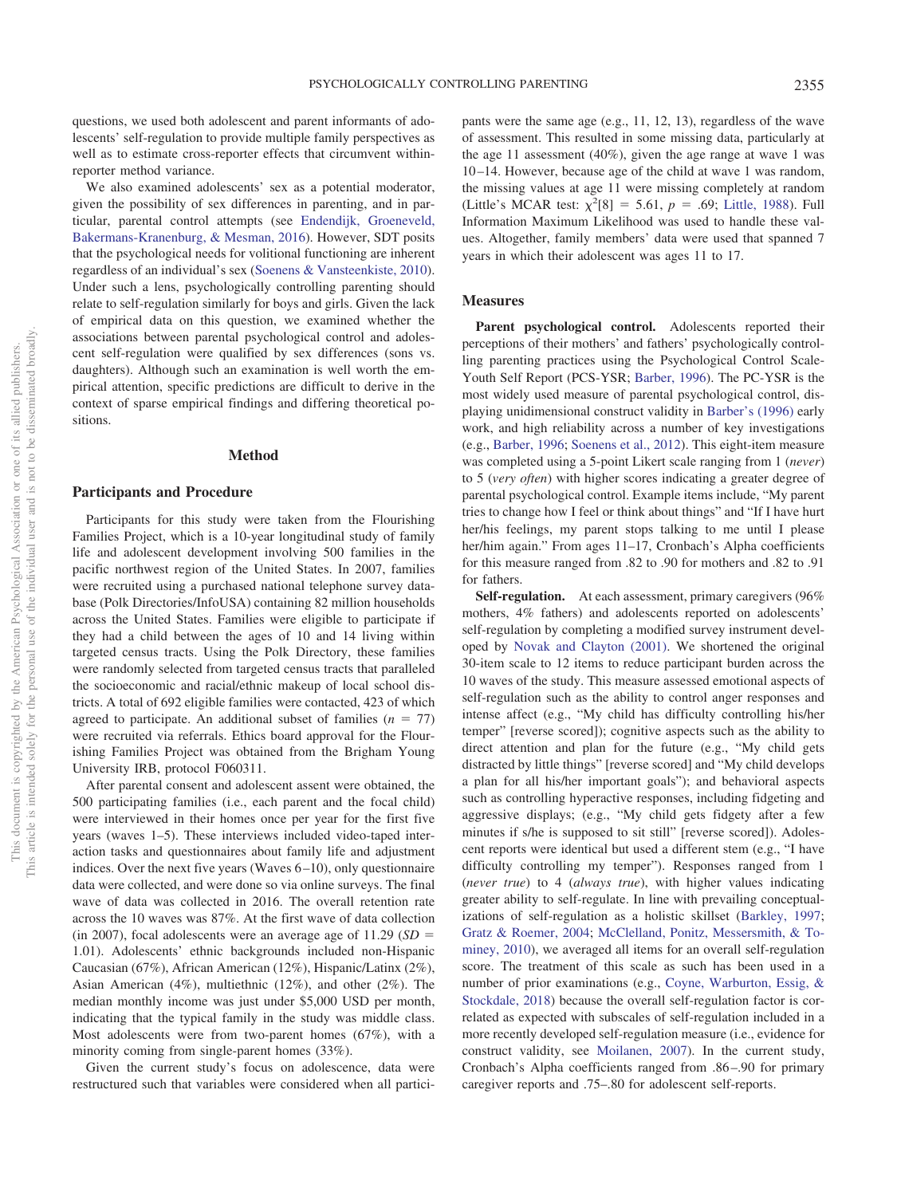questions, we used both adolescent and parent informants of adolescents' self-regulation to provide multiple family perspectives as well as to estimate cross-reporter effects that circumvent within-reporter method variance.

We also examined adolescents' sex as a potential moderator, given the possibility of sex differences in parenting, and in particular, parental control attempts (see Endendijk, Groeneveld, Bakermans-Kranenburg, & Mesman, 2016). However, SDT posits that the psychological needs for volitional functioning are inherent regardless of an individual's sex (Soenens & Vansteenkiste, 2010). Under such a lens, psychologically controlling parenting should relate to self-regulation similarly for boys and girls. Given the lack of empirical data on this question, we examined whether the associations between parent psychological control and adolescent self-regulation were qualified by sex differences (sons vs. daughters). Although such an examination is well worth the empirical attention, specific predictions are difficult to derive in the context of sparse empirical findings and differing theoretical positions.

## Method

### Participants and Procedure

Participants for this study were taken from the Flourishing Families Project, which is a 10-year longitudinal study of family life and adolescent development involving 500 families in the pacific northwest region of the United States. In 2007, families were recruited using a purchased national telephone survey database (Polk Directories/InfoUSA) containing 82 million households across the United States. Families were eligible to participate if they had a child between the ages of 10 and 14 living within targeted census tracts. Using the Polk Directory, these families were randomly selected from targeted census tracts that paralleled the socioeconomic and racial/ethnic makeup of local school districts. A total of 692 eligible families were contacted, 423 of which agreed to participate. An additional subset of families ($n$ = 77) were recruited via referrals. Ethics board approval for the Flourishing Families Project was obtained from the Brigham Young University IRB, protocol F060311.

After parental consent and adolescent assent were obtained, the 500 participating families (i.e., each parent and the focal child) were interviewed in their homes once per year for the first five years (waves 1–5). These interviews included video-taped interaction tasks and questionnaires about family life and adjustment indices. Over the next five years (Waves 6–10), only questionnaire data were collected, and were done so via online surveys. The final wave of data was collected in 2016. The overall retention rate across the 10 waves was 87%. At the first wave of data collection (in 2007), focal adolescents were an average age of 11.29 ($SD$ = 1.01). Adolescents' ethnic backgrounds included non-Hispanic Caucasian (67%), African American (12%), Hispanic/Latinx (2%), Asian American (4%), multiethnic (12%), and other (2%). The median monthly income was just under $5,000 USD per month, indicating that the typical family in the study was middle class. Most adolescents were from two-parent homes (67%), with a minority coming from single-parent homes (33%).

Given the current study's focus on adolescence, data were restructured such that variables were considered when all participants were the same age (e.g., 11, 12, 13), regardless of the wave of assessment. This resulted in some missing data, particularly at the age 11 assessment (40%), given the age range at wave 1 was 10–14. However, because age of the child at wave 1 was random, the missing values at age 11 were missing completely at random (Little's MCAR test: $\chi^2[8] = 5.61$, $p$ = .69; Little, 1988). Full Information Maximum Likelihood was used to handle these values. Altogether, family members' data were used that spanned 7 years in which their adolescent was ages 11 to 17.

### Measures

**Parent psychological control.** Adolescents reported their perceptions of their mothers' and fathers' psychologically controlling parenting practices using the Psychological Control Scale-Youth Self Report (PCS-YSR; Barber, 1996). The PC-YSR is the most widely used measure of parental psychological control, displaying unidimensional construct validity in Barber's (1996) early work, and high reliability across a number of key investigations (e.g., Barber, 1996; Soenens et al., 2012). This eight-item measure was completed using a 5-point Likert scale ranging from 1 (*never*) to 5 (*very often*) with higher scores indicating a greater degree of parental psychological control. Example items include, "My parent tries to change how I feel or think about things" and "If I have hurt her/his feelings, my parent stops talking to me until I please her/him again." From ages 11–17, Cronbach's Alpha coefficients for this measure ranged from .82 to .90 for mothers and .82 to .91 for fathers.

**Self-regulation.** At each assessment, primary caregivers (96% mothers, 4% fathers) and adolescents reported on adolescents' self-regulation by completing a modified survey instrument developed by Novak and Clayton (2001). We shortened the original 30-item scale to 12 items to reduce participant burden across the 10 waves of the study. This measure assessed emotional aspects of self-regulation such as the ability to control anger responses and intense affect (e.g., "My child has difficulty controlling his/her temper" [reverse scored]); cognitive aspects such as the ability to direct attention and plan for the future (e.g., "My child gets distracted by little things" [reverse scored] and "My child develops a plan for all his/her important goals"); and behavioral aspects such as controlling hyperactive responses, including fidgeting and aggressive displays; (e.g., "My child gets fidgety after a few minutes if s/he is supposed to sit still" [reverse scored]). Adolescent reports were identical but used a different stem (e.g., "I have difficulty controlling my temper"). Responses ranged from 1 (*never true*) to 4 (*always true*), with higher values indicating greater ability to self-regulate. In line with prevailing conceptualizations of self-regulation as a holistic skillset (Barkley, 1997; Gratz & Roemer, 2004; McClelland, Ponitz, Messersmith, & Tominey, 2010), we averaged all items for an overall self-regulation score. The treatment of this scale as such has been used in a number of prior examinations (e.g., Coyne, Warburton, Essig, & Stockdale, 2018) because the overall self-regulation factor is correlated as expected with subscales of self-regulation included in a more recently developed self-regulation measure (i.e., evidence for construct validity, see Moilanen, 2007). In the current study, Cronbach's Alpha coefficients ranged from .86–.90 for primary caregiver reports and .75–.80 for adolescent self-reports.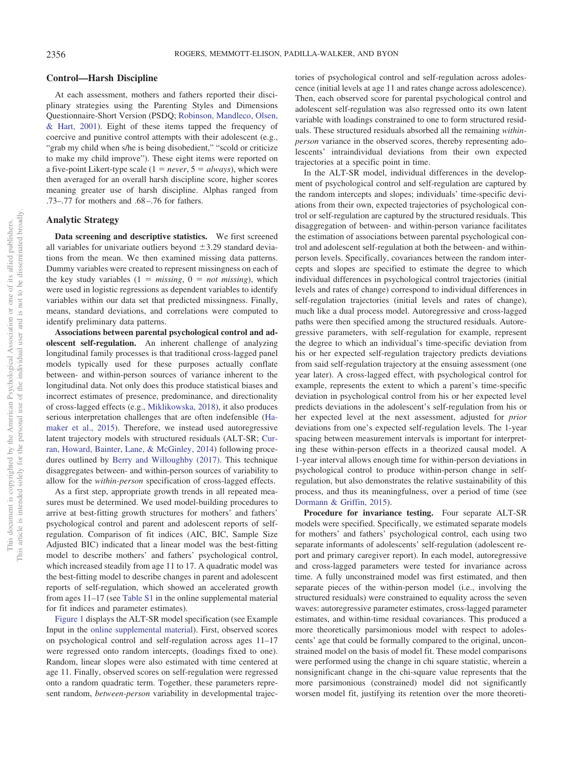### Control—Harsh Discipline

At each assessment, mothers and fathers reported their disciplinary strategies using the Parenting Styles and Dimensions Questionnaire-Short Version (PSDQ; Robinson, Mandleco, Olsen, & Hart, 2001). Eight of these items tapped the frequency of coercive and punitive control attempts with their adolescent (e.g., "grab my child when s/he is being disobedient," "scold or criticize to make my child improve"). These eight items were reported on a five-point Likert-type scale (1 = *never*, 5 = *always*), which were then averaged for an overall harsh discipline score, higher scores meaning greater use of harsh discipline. Alphas ranged from .73–.77 for mothers and .68–.76 for fathers.

### Analytic Strategy

**Data screening and descriptive statistics.** We first screened all variables for univariate outliers beyond ±3.29 standard deviations from the mean. We then examined missing data patterns. Dummy variables were created to represent missingness on each of the key study variables (1 = *missing*, 0 = *not missing*), which were used in logistic regressions as dependent variables to identify variables within our data set that predicted missingness. Finally, means, standard deviations, and correlations were computed to identify preliminary data patterns.

**Associations between parental psychological control and adolescent self-regulation.** An inherent challenge of analyzing longitudinal family processes is that traditional cross-lagged panel models typically used for these purposes actually conflate between- and within-person sources of variance inherent to the longitudinal data. Not only does this produce statistical biases and incorrect estimates of presence, predominance, and directionality of cross-lagged effects (e.g., Miklikowska, 2018), it also produces serious interpretation challenges that are often indefensible (Hamaker et al., 2015). Therefore, we instead used autoregressive latent trajectory models with structured residuals (ALT-SR; Curran, Howard, Bainter, Lane, & McGinley, 2014) following procedures outlined by Berry and Willoughby (2017). This technique disaggregates between- and within-person sources of variability to allow for the *within-person* specification of cross-lagged effects.

As a first step, appropriate growth trends in all repeated measures must be determined. We used model-building procedures to arrive at best-fitting growth structures for mothers' and fathers' psychological control and parent and adolescent reports of self-regulation. Comparison of fit indices (AIC, BIC, Sample Size Adjusted BIC) indicated that a linear model was the best-fitting model to describe mothers' and fathers' psychological control, which increased steadily from age 11 to 17. A quadratic model was the best-fitting model to describe changes in parent and adolescent reports of self-regulation, which showed an accelerated growth from ages 11–17 (see Table S1 in the online supplemental material for fit indices and parameter estimates).

Figure 1 displays the ALT-SR model specification (see Example Input in the online supplemental material). First, observed scores on psychological control and self-regulation across ages 11–17 were regressed onto random intercepts, (loadings fixed to one). Random, linear slopes were also estimated with time centered at age 11. Finally, observed scores on self-regulation were regressed onto a random quadratic term. Together, these parameters represent random, *between-person* variability in developmental trajectories of psychological control and self-regulation across adolescence (initial levels at age 11 and rates change across adolescence). Then, each observed score for parental psychological control and adolescent self-regulation was also regressed onto its own latent variable with loadings constrained to one to form structured residuals. These structured residuals absorbed all the remaining *within-person* variance in the observed scores, thereby representing adolescents' intraindividual deviations from their own expected trajectories at a specific point in time.

In the ALT-SR model, individual differences in the development of psychological control and self-regulation are captured by the random intercepts and slopes; individuals' time-specific deviations from their own, expected trajectories of psychological control or self-regulation are captured by the structured residuals. This disaggregation of between- and within-person variance facilitates the estimation of associations between parental psychological control and adolescent self-regulation at both the between- and within-person levels. Specifically, covariances between the random intercepts and slopes are specified to estimate the degree to which individual differences in psychological control trajectories (initial levels and rates of change) correspond to individual differences in self-regulation trajectories (initial levels and rates of change), much like a dual process model. Autoregressive and cross-lagged paths were then specified among the structured residuals. Autoregressive parameters, with self-regulation for example, represent the degree to which an individual's time-specific deviation from his or her expected self-regulation trajectory predicts deviations from said self-regulation trajectory at the ensuing assessment (one year later). A cross-lagged effect, with psychological control for example, represents the extent to which a parent's time-specific deviation in psychological control from his or her expected level predicts deviations in the adolescent's self-regulation from his or her expected level at the next assessment, adjusted for *prior* deviations from one's expected self-regulation levels. The 1-year spacing between measurement intervals is important for interpreting these within-person effects in a theorized causal model. A 1-year interval allows enough time for within-person deviations in psychological control to produce within-person change in self-regulation, but also demonstrates the relative sustainability of this process, and thus its meaningfulness, over a period of time (see Dormann & Griffin, 2015).

**Procedure for invariance testing.** Four separate ALT-SR models were specified. Specifically, we estimated separate models for mothers' and fathers' psychological control, each using two separate informants of adolescents' self-regulation (adolescent report and primary caregiver report). In each model, autoregressive and cross-lagged parameters were tested for invariance across time. A fully unconstrained model was first estimated, and then separate pieces of the within-person model (i.e., involving the structured residuals) were constrained to equality across the seven waves: autoregressive parameter estimates, cross-lagged parameter estimates, and within-time residual covariances. This produced a more theoretically parsimonious model with respect to adolescents' age that could be formally compared to the original, unconstrained model on the basis of model fit. These model comparisons were performed using the change in chi square statistic, wherein a nonsignificant change in the chi-square value represents that the more parsimonious (constrained) model did not significantly worsen model fit, justifying its retention over the more theoreti-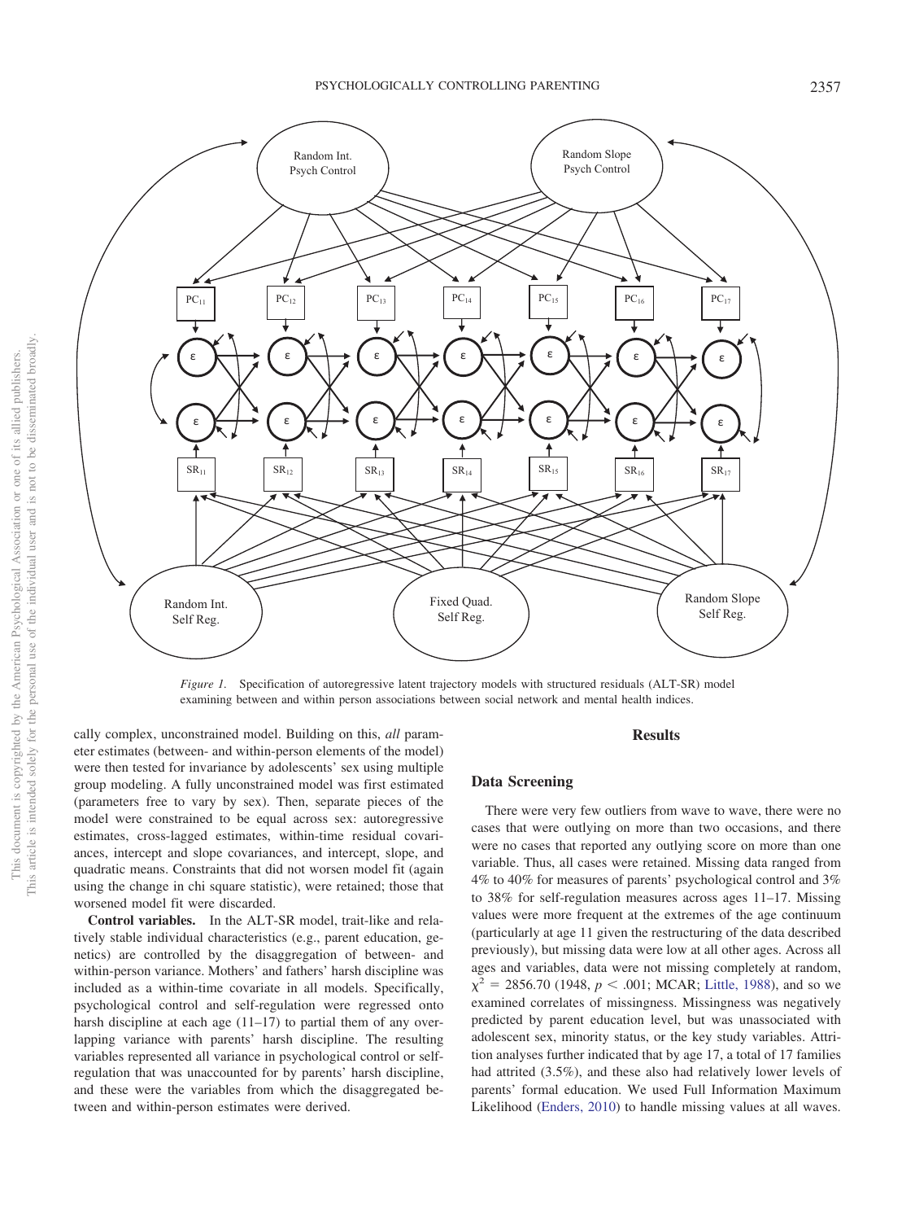*Figure 1.* Specification of autoregressive latent trajectory models with structured residuals (ALT-SR) model examining between and within person associations between social network and mental health indices.

cally complex, unconstrained model. Building on this, *all* parameter estimates (between- and within-person elements of the model) were then tested for invariance by adolescents' sex using multiple group modeling. A fully unconstrained model was first estimated (parameters free to vary by sex). Then, separate pieces of the model were constrained to be equal across sex: autoregressive estimates, cross-lagged estimates, within-time residual covariances, intercept and slope covariances, and intercept, slope, and quadratic means. Constraints that did not worsen model fit (again using the change in chi square statistic), were retained; those that worsened model fit were discarded.

**Control variables.** In the ALT-SR model, trait-like and relatively stable individual characteristics (e.g., parent education, genetics) are controlled by the disaggregation of between- and within-person variance. Mothers' and fathers' harsh discipline was included as a within-time covariate in all models. Specifically, psychological control and self-regulation were regressed onto harsh discipline at each age (11–17) to partial them of any overlapping variance with parents' harsh discipline. The resulting variables represented all variance in psychological control or self-regulation that was unaccounted for by parents' harsh discipline, and these were the variables from which the disaggregated between and within-person estimates were derived.

## Results

### Data Screening

There were very few outliers from wave to wave, there were no cases that were outlying on more than two occasions, and there were no cases that reported any outlying score on more than one variable. Thus, all cases were retained. Missing data ranged from 4% to 40% for measures of parents' psychological control and 3% to 38% for self-regulation measures across ages 11–17. Missing values were more frequent at the extremes of the age continuum (particularly at age 11 given the restructuring of the data described previously), but missing data were low at all other ages. Across all ages and variables, data were not missing completely at random, $\chi^2$ = 2856.70 (1948, $p < .001$; MCAR; Little, 1988), and so we examined correlates of missingness. Missingness was negatively predicted by parent education level, but was unassociated with adolescent sex, minority status, or the key study variables. Attrition analyses further indicated that by age 17, a total of 17 families had attrited (3.5%), and these also had relatively lower levels of parents' formal education. We used Full Information Maximum Likelihood (Enders, 2010) to handle missing values at all waves.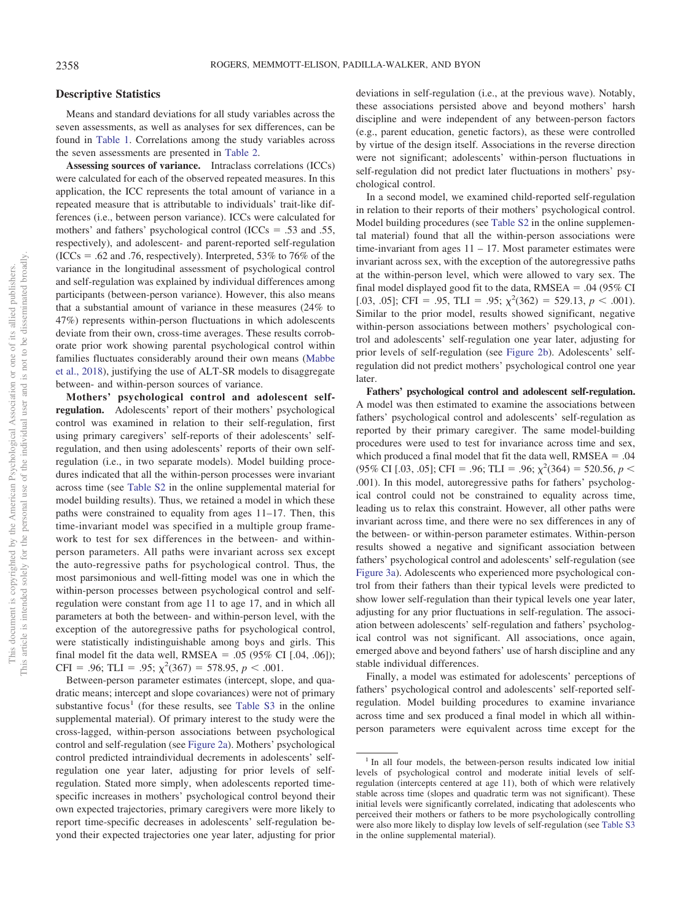## Descriptive Statistics

Means and standard deviations for all study variables across the seven assessments, as well as analyses for sex differences, can be found in Table 1. Correlations among the study variables across the seven assessments are presented in Table 2.

**Assessing sources of variance.** Intraclass correlations (ICCs) were calculated for each of the observed repeated measures. In this application, the ICC represents the total amount of variance in a repeated measure that is attributable to individuals' trait-like differences (i.e., between person variance). ICCs were calculated for mothers' and fathers' psychological control (ICCs = .53 and .55, respectively), and adolescent- and parent-reported self-regulation (ICCs = .62 and .76, respectively). Interpreted, 53% to 76% of the variance in the longitudinal assessment of psychological control and self-regulation was explained by individual differences among participants (between-person variance). However, this also means that a substantial amount of variance in these measures (24% to 47%) represents within-person fluctuations in which adolescents deviate from their own, cross-time averages. These results corroborate prior work showing parental psychological control within families fluctuates considerably around their own means (Mabbe et al., 2018), justifying the use of ALT-SR models to disaggregate between- and within-person sources of variance.

**Mothers' psychological control and adolescent self-regulation.** Adolescents' report of their mothers' psychological control was examined in relation to their self-regulation, first using primary caregivers' self-reports of their adolescents' self-regulation, and then using adolescents' reports of their own self-regulation (i.e., in two separate models). Model building procedures indicated that all the within-person processes were invariant across time (see Table S2 in the online supplemental material for model building results). Thus, we retained a model in which these paths were constrained to equality from ages 11–17. Then, this time-invariant model was specified in a multiple group framework to test for sex differences in the between- and within-person parameters. All paths were invariant across sex except the auto-regressive paths for psychological control. Thus, the most parsimonious and well-fitting model was one in which the within-person processes between psychological control and self-regulation were constant from age 11 to age 17, and in which all parameters at both the between- and within-person level, with the exception of the autoregressive paths for psychological control, were statistically indistinguishable among boys and girls. This final model fit the data well, RMSEA = .05 (95% CI [.04, .06]); CFI = .96; TLI = .95; $\chi^2(367) = 578.95$, $p < .001$.

Between-person parameter estimates (intercept, slope, and quadratic means; intercept and slope covariances) were not of primary substantive focus[1] (for these results, see Table S3 in the online supplemental material). Of primary interest to the study were the cross-lagged, within-person associations between psychological control and self-regulation (see Figure 2a). Mothers' psychological control predicted intraindividual decrements in adolescents' self-regulation one year later, adjusting for prior levels of self-regulation. Stated more simply, when adolescents reported time-specific increases in mothers' psychological control beyond their own expected trajectories, primary caregivers were more likely to report time-specific decreases in adolescents' self-regulation beyond their expected trajectories one year later, adjusting for prior deviations in self-regulation (i.e., at the previous wave). Notably, these associations persisted above and beyond mothers' harsh discipline and were independent of any between-person factors (e.g., parent education, genetic factors), as these were controlled by virtue of the design itself. Associations in the reverse direction were not significant; adolescents' within-person fluctuations in self-regulation did not predict later fluctuations in mothers' psychological control.

In a second model, we examined child-reported self-regulation in relation to their reports of their mothers' psychological control. Model building procedures (see Table S2 in the online supplemental material) found that all the within-person associations were time-invariant from ages 11 – 17. Most parameter estimates were invariant across sex, with the exception of the autoregressive paths at the within-person level, which were allowed to vary sex. The final model displayed good fit to the data, RMSEA = .04 (95% CI [.03, .05]; CFI = .95, TLI = .95; $\chi^2(362) = 529.13$, $p < .001$). Similar to the prior model, results showed significant, negative within-person associations between mothers' psychological control and adolescents' self-regulation one year later, adjusting for prior levels of self-regulation (see Figure 2b). Adolescents' self-regulation did not predict mothers' psychological control one year later.

**Fathers' psychological control and adolescent self-regulation.** A model was then estimated to examine the associations between fathers' psychological control and adolescents' self-regulation as reported by their primary caregiver. The same model-building procedures were used to test for invariance across time and sex, which produced a final model that fit the data well, RMSEA = .04 (95% CI [.03, .05]; CFI = .96; TLI = .96; $\chi^2(364) = 520.56$, $p < .001$). In this model, autoregressive paths for fathers' psychological control could not be constrained to equality across time, leading us to relax this constraint. However, all other paths were invariant across time, and there were no sex differences in any of the between- or within-person parameter estimates. Within-person results showed a negative and significant association between fathers' psychological control and adolescents' self-regulation (see Figure 3a). Adolescents who experienced more psychological control from their fathers than their typical levels were predicted to show lower self-regulation than their typical levels one year later, adjusting for any prior fluctuations in self-regulation. The association between adolescents' self-regulation and fathers' psychological control was not significant. All associations, once again, emerged above and beyond fathers' use of harsh discipline and any stable individual differences.

Finally, a model was estimated for adolescents' perceptions of fathers' psychological control and adolescents' self-reported self-regulation. Model building procedures to examine invariance across time and sex produced a final model in which all within-person parameters were equivalent across time except for the

[1] In all four models, the between-person results indicated low initial levels of psychological control and moderate initial levels of self-regulation (intercepts centered at age 11), both of which were relatively stable across time (slopes and quadratic term was not significant). These initial levels were significantly correlated, indicating that adolescents who perceived their mothers or fathers to be more psychologically controlling were also more likely to display low levels of self-regulation (see Table S3 in the online supplemental material).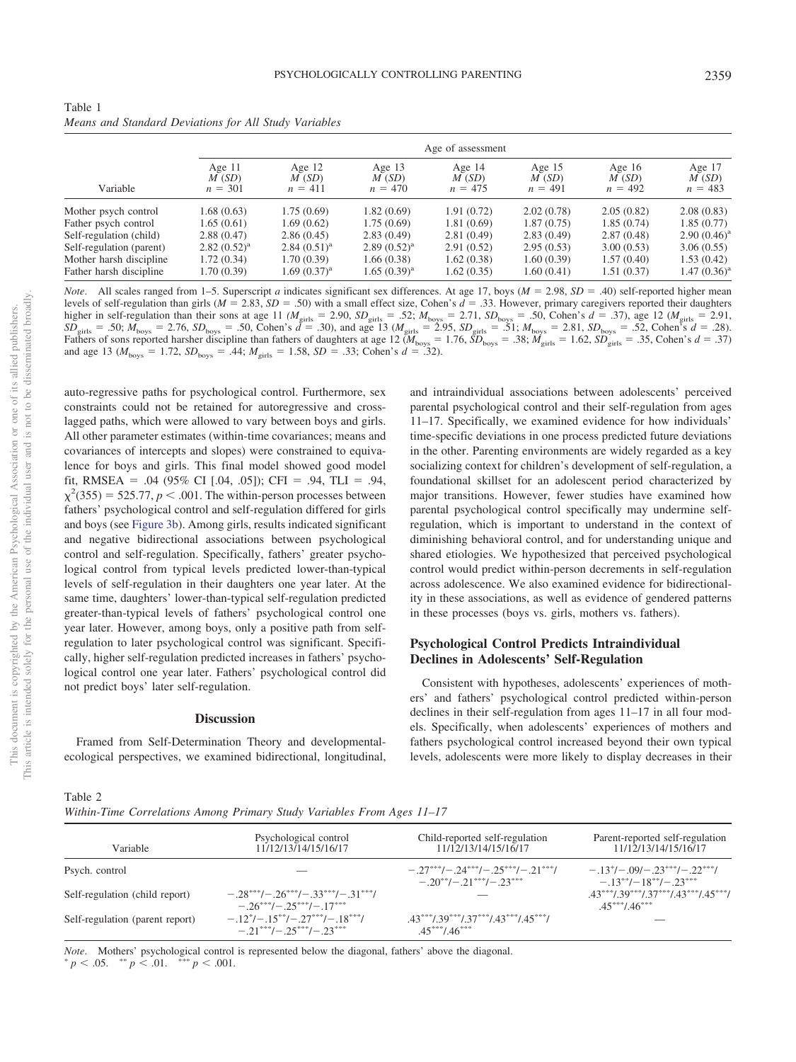Table 1
*Means and Standard Deviations for All Study Variables*

| Variable | Age 11 $M$ ($SD$) $n$ = 301 | Age 12 $M$ ($SD$) $n$ = 411 | Age 13 $M$ ($SD$) $n$ = 470 | Age 14 $M$ ($SD$) $n$ = 475 | Age 15 $M$ ($SD$) $n$ = 491 | Age 16 $M$ ($SD$) $n$ = 492 | Age 17 $M$ ($SD$) $n$ = 483 |
|---|---|---|---|---|---|---|---|
| Mother psych control | 1.68 (0.63) | 1.75 (0.69) | 1.82 (0.69) | 1.91 (0.72) | 2.02 (0.78) | 2.05 (0.82) | 2.08 (0.83) |
| Father psych control | 1.65 (0.61) | 1.69 (0.62) | 1.75 (0.69) | 1.81 (0.69) | 1.87 (0.75) | 1.85 (0.74) | 1.85 (0.77) |
| Self-regulation (child) | 2.88 (0.47) | 2.86 (0.45) | 2.83 (0.49) | 2.81 (0.49) | 2.83 (0.49) | 2.87 (0.48) | 2.90 (0.46)[a] |
| Self-regulation (parent) | 2.82 (0.52)[a] | 2.84 (0.51)[a] | 2.89 (0.52)[a] | 2.91 (0.52) | 2.95 (0.53) | 3.00 (0.53) | 3.06 (0.55) |
| Mother harsh discipline | 1.72 (0.34) | 1.70 (0.39) | 1.66 (0.38) | 1.62 (0.38) | 1.60 (0.39) | 1.57 (0.40) | 1.53 (0.42) |
| Father harsh discipline | 1.70 (0.39) | 1.69 (0.37)[a] | 1.65 (0.39)[a] | 1.62 (0.35) | 1.60 (0.41) | 1.51 (0.37) | 1.47 (0.36)[a] |

*Note*. All scales ranged from 1–5. Superscript *a* indicates significant sex differences. At age 17, boys ($M$ = 2.98, $SD$ = .40) self-reported higher mean levels of self-regulation than girls ($M$ = 2.83, $SD$ = .50) with a small effect size, Cohen's $d$ = .33. However, primary caregivers reported their daughters higher in self-regulation than their sons at age 11 ($M_{girls}$ = 2.90, $SD_{girls}$ = .52; $M_{boys}$ = 2.71, $SD_{boys}$ = .50, Cohen's $d$ = .37), age 12 ($M_{girls}$ = 2.91, $SD_{girls}$ = .50; $M_{boys}$ = 2.76, $SD_{boys}$ = .50, Cohen's $d$ = .30), and age 13 ($M_{girls}$ = 2.95, $SD_{girls}$ = .51; $M_{boys}$ = 2.81, $SD_{boys}$ = .52, Cohen's $d$ = .28). Fathers of sons reported harsher discipline than fathers of daughters at age 12 ($M_{boys}$ = 1.76, $SD_{boys}$ = .38; $M_{girls}$ = 1.62, $SD_{girls}$ = .35, Cohen's $d$ = .37) and age 13 ($M_{boys}$ = 1.72, $SD_{boys}$ = .44; $M_{girls}$ = 1.58, $SD$ = .33; Cohen's $d$ = .32).

auto-regressive paths for psychological control. Furthermore, sex constraints could not be retained for autoregressive and cross-lagged paths, which were allowed to vary between boys and girls. All other parameter estimates (within-time covariances; means and covariances of intercepts and slopes) were constrained to equivalence for boys and girls. This final model showed good model fit, RMSEA = .04 (95% CI [.04, .05]); CFI = .94, TLI = .94, $\chi^2(355)$ = 525.77, $p$ < .001. The within-person processes between fathers' psychological control and self-regulation differed for girls and boys (see Figure 3b). Among girls, results indicated significant and negative bidirectional associations between psychological control and self-regulation. Specifically, fathers' greater psychological control from typical levels predicted lower-than-typical levels of self-regulation in their daughters one year later. At the same time, daughters' lower-than-typical self-regulation predicted greater-than-typical levels of fathers' psychological control one year later. However, among boys, only a positive path from self-regulation to later psychological control was significant. Specifically, higher self-regulation predicted increases in fathers' psychological control one year later. Fathers' psychological control did not predict boys' later self-regulation.

## Discussion

Framed from Self-Determination Theory and developmental-ecological perspectives, we examined bidirectional, longitudinal, and intraindividual associations between adolescents' perceived parental psychological control and their self-regulation from ages 11–17. Specifically, we examined evidence for how individuals' time-specific deviations in one process predicted future deviations in the other. Parenting environments are widely regarded as a key socializing context for children's development of self-regulation, a foundational skillset for an adolescent period characterized by major transitions. However, fewer studies have examined how parental psychological control specifically may undermine self-regulation, which is important to understand in the context of diminishing behavioral control, and for understanding unique and shared etiologies. We hypothesized that perceived psychological control would predict within-person decrements in self-regulation across adolescence. We also examined evidence for bidirectionality in these associations, as well as evidence of gendered patterns in these processes (boys vs. girls, mothers vs. fathers).

### Psychological Control Predicts Intraindividual Declines in Adolescents' Self-Regulation

Consistent with hypotheses, adolescents' experiences of mothers' and fathers' psychological control predicted within-person declines in their self-regulation from ages 11–17 in all four models. Specifically, when adolescents' experiences of mothers and fathers psychological control increased beyond their own typical levels, adolescents were more likely to display decreases in their

Table 2
*Within-Time Correlations Among Primary Study Variables From Ages 11–17*

| Variable | Psychological control 11/12/13/14/15/16/17 | Child-reported self-regulation 11/12/13/14/15/16/17 | Parent-reported self-regulation 11/12/13/14/15/16/17 |
|---|---|---|---|
| Psych. control | — | −.27\*\*\*/−.24\*\*\*/−.25\*\*\*/−.21\*\*\*/ −.20\*\*/−.21\*\*\*/−.23\*\*\* | −.13\*/−.09/−.23\*\*\*/−.22\*\*\*/ −.13\*\*/−18\*\*/−.23\*\*\* |
| Self-regulation (child report) | −.28\*\*\*/−.26\*\*\*/−.33\*\*\*/−.31\*\*\*/ −.26\*\*\*/−.25\*\*\*/−.17\*\*\* | — | .43\*\*\*/.39\*\*\*/.37\*\*\*/.43\*\*\*/.45\*\*\*/ .45\*\*\*/.46\*\*\* |
| Self-regulation (parent report) | −.12\*/−.15\*\*/−.27\*\*\*/−.18\*\*\*/ −.21\*\*\*/−.25\*\*\*/−.23\*\*\* | .43\*\*\*/.39\*\*\*/.37\*\*\*/.43\*\*\*/.45\*\*\*/ .45\*\*\*/.46\*\*\* | — |

*Note*. Mothers' psychological control is represented below the diagonal, fathers' above the diagonal.
\* $p$ < .05. \*\* $p$ < .01. \*\*\* $p$ < .001.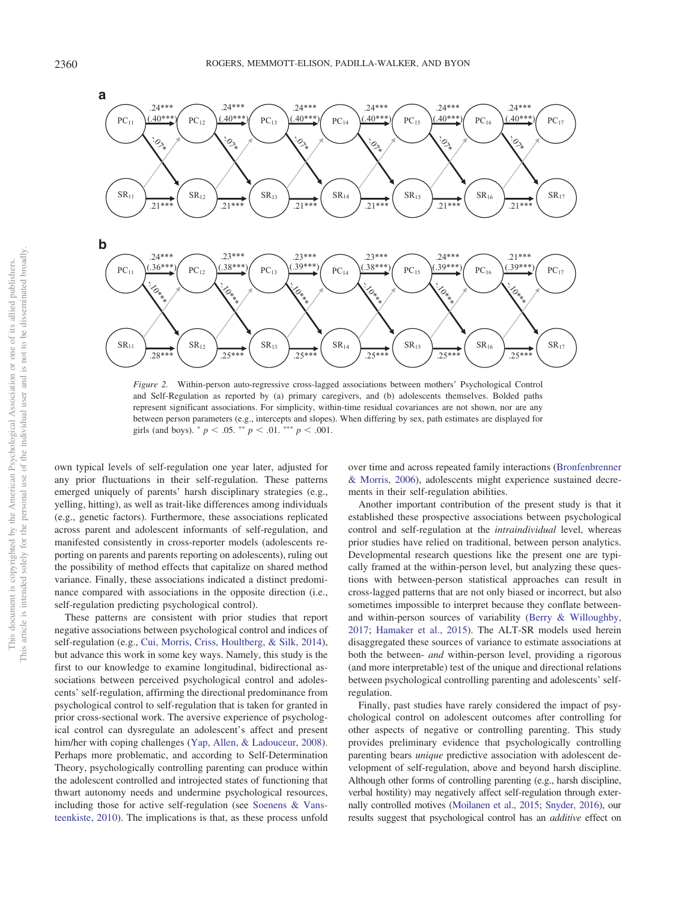*Figure 2.* Within-person auto-regressive cross-lagged associations between mothers' Psychological Control and Self-Regulation as reported by (a) primary caregivers, and (b) adolescents themselves. Bolded paths represent significant associations. For simplicity, within-time residual covariances are not shown, nor are any between person parameters (e.g., intercepts and slopes). When differing by sex, path estimates are displayed for girls (and boys). $^{*}$ $p < .05$. $^{**}$ $p < .01$. $^{***}$ $p < .001$.

own typical levels of self-regulation one year later, adjusted for any prior fluctuations in their self-regulation. These patterns emerged uniquely of parents' harsh disciplinary strategies (e.g., yelling, hitting), as well as trait-like differences among individuals (e.g., genetic factors). Furthermore, these associations replicated across parent and adolescent informants of self-regulation, and manifested consistently in cross-reporter models (adolescents reporting on parents and parents reporting on adolescents), ruling out the possibility of method effects that capitalize on shared method variance. Finally, these associations indicated a distinct predominance compared with associations in the opposite direction (i.e., self-regulation predicting psychological control).

These patterns are consistent with prior studies that report negative associations between psychological control and indices of self-regulation (e.g., Cui, Morris, Criss, Houltberg, & Silk, 2014), but advance this work in some key ways. Namely, this study is the first to our knowledge to examine longitudinal, bidirectional associations between perceived psychological control and adolescents' self-regulation, affirming the directional predominance from psychological control to self-regulation that is taken for granted in prior cross-sectional work. The aversive experience of psychological control can dysregulate an adolescent's affect and present him/her with coping challenges (Yap, Allen, & Ladouceur, 2008). Perhaps more problematic, and according to Self-Determination Theory, psychologically controlling parenting can produce within the adolescent controlled and introjected states of functioning that thwart autonomy needs and undermine psychological resources, including those for active self-regulation (see Soenens & Vansteenkiste, 2010). The implications is that, as these process unfold over time and across repeated family interactions (Bronfenbrenner & Morris, 2006), adolescents might experience sustained decrements in their self-regulation abilities.

Another important contribution of the present study is that it established these prospective associations between psychological control and self-regulation at the *intraindividual* level, whereas prior studies have relied on traditional, between person analytics. Developmental research questions like the present one are typically framed at the within-person level, but analyzing these questions with between-person statistical approaches can result in cross-lagged patterns that are not only biased or incorrect, but also sometimes impossible to interpret because they conflate between- and within-person sources of variability (Berry & Willoughby, 2017; Hamaker et al., 2015). The ALT-SR models used herein disaggregated these sources of variance to estimate associations at both the between- *and* within-person level, providing a rigorous (and more interpretable) test of the unique and directional relations between psychological controlling parenting and adolescents' self-regulation.

Finally, past studies have rarely considered the impact of psychological control on adolescent outcomes after controlling for other aspects of negative or controlling parenting. This study provides preliminary evidence that psychologically controlling parenting bears *unique* predictive association with adolescent development of self-regulation, above and beyond harsh discipline. Although other forms of controlling parenting (e.g., harsh discipline, verbal hostility) may negatively affect self-regulation through externally controlled motives (Moilanen et al., 2015; Snyder, 2016), our results suggest that psychological control has an *additive* effect on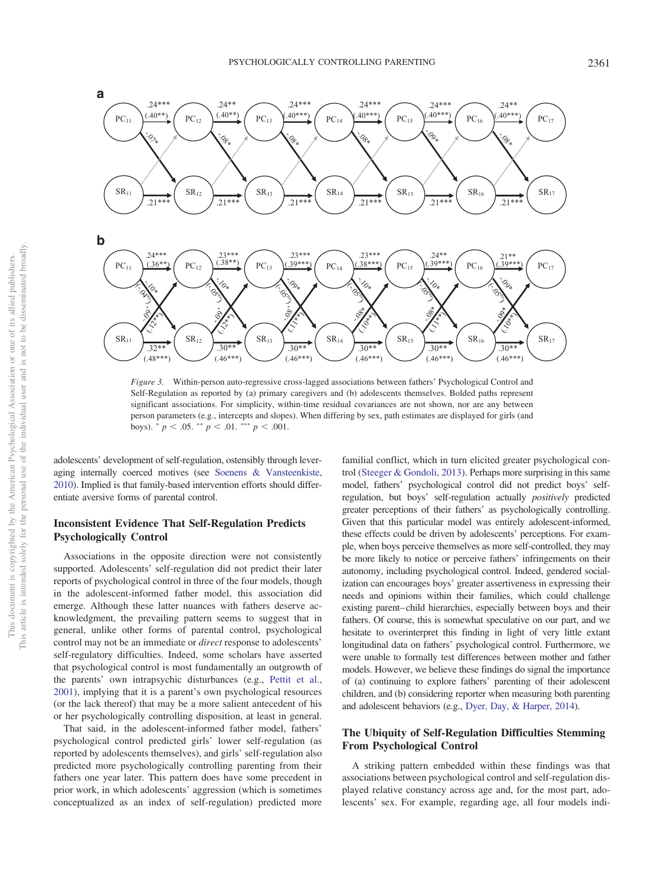*Figure 3.* Within-person auto-regressive cross-lagged associations between fathers' Psychological Control and Self-Regulation as reported by (a) primary caregivers and (b) adolescents themselves. Bolded paths represent significant associations. For simplicity, within-time residual covariances are not shown, nor are any between person parameters (e.g., intercepts and slopes). When differing by sex, path estimates are displayed for girls (and boys). * $p < .05$. ** $p < .01$. *** $p < .001$.

adolescents' development of self-regulation, ostensibly through leveraging internally coerced motives (see Soenens & Vansteenkiste, 2010). Implied is that family-based intervention efforts should differentiate aversive forms of parental control.

## Inconsistent Evidence That Self-Regulation Predicts Psychologically Control

Associations in the opposite direction were not consistently supported. Adolescents' self-regulation did not predict their later reports of psychological control in three of the four models, though in the adolescent-informed father model, this association did emerge. Although these latter nuances with fathers deserve acknowledgment, the prevailing pattern seems to suggest that in general, unlike other forms of parental control, psychological control may not be an immediate or *direct* response to adolescents' self-regulatory difficulties. Indeed, some scholars have asserted that psychological control is most fundamentally an outgrowth of the parents' own intrapsychic disturbances (e.g., Pettit et al., 2001), implying that it is a parent's own psychological resources (or the lack thereof) that may be a more salient antecedent of his or her psychologically controlling disposition, at least in general.

That said, in the adolescent-informed father model, fathers' psychological control predicted girls' lower self-regulation (as reported by adolescents themselves), and girls' self-regulation also predicted more psychologically controlling parenting from their fathers one year later. This pattern does have some precedent in prior work, in which adolescents' aggression (which is sometimes conceptualized as an index of self-regulation) predicted more familial conflict, which in turn elicited greater psychological control (Steeger & Gondoli, 2013). Perhaps more surprising in this same model, fathers' psychological control did not predict boys' self-regulation, but boys' self-regulation actually *positively* predicted greater perceptions of their fathers' as psychologically controlling. Given that this particular model was entirely adolescent-informed, these effects could be driven by adolescents' perceptions. For example, when boys perceive themselves as more self-controlled, they may be more likely to notice or perceive fathers' infringements on their autonomy, including psychological control. Indeed, gendered socialization can encourages boys' greater assertiveness in expressing their needs and opinions within their families, which could challenge existing parent–child hierarchies, especially between boys and their fathers. Of course, this is somewhat speculative on our part, and we hesitate to overinterpret this finding in light of very little extant longitudinal data on fathers' psychological control. Furthermore, we were unable to formally test differences between mother and father models. However, we believe these findings do signal the importance of (a) continuing to explore fathers' parenting of their adolescent children, and (b) considering reporter when measuring both parenting and adolescent behaviors (e.g., Dyer, Day, & Harper, 2014).

## The Ubiquity of Self-Regulation Difficulties Stemming From Psychological Control

A striking pattern embedded within these findings was that associations between psychological control and self-regulation displayed relative constancy across age and, for the most part, adolescents' sex. For example, regarding age, all four models indi-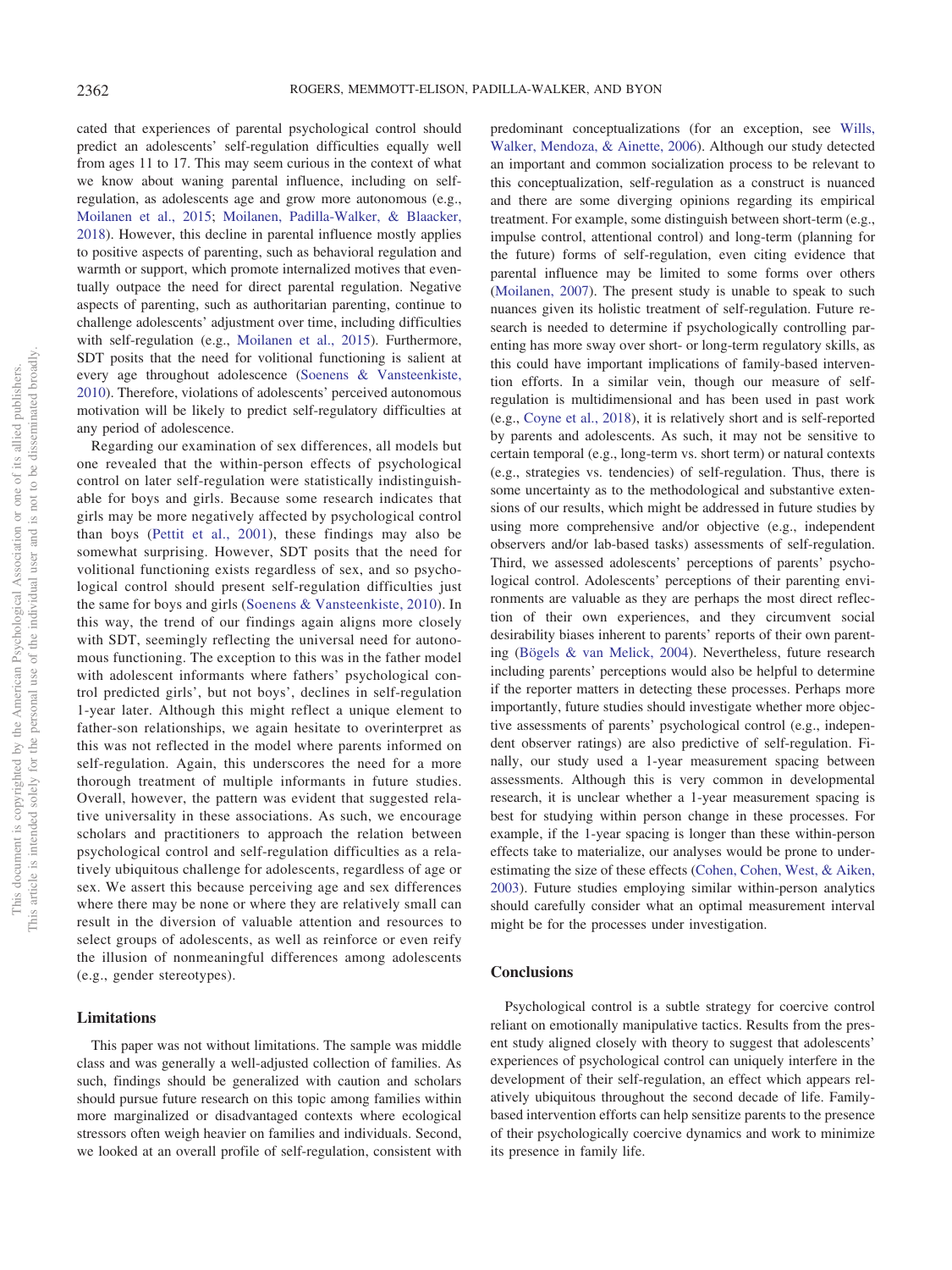cated that experiences of parental psychological control should predict an adolescents' self-regulation difficulties equally well from ages 11 to 17. This may seem curious in the context of what we know about waning parental influence, including on self-regulation, as adolescents age and grow more autonomous (e.g., Moilanen et al., 2015; Moilanen, Padilla-Walker, & Blaacker, 2018). However, this decline in parental influence mostly applies to positive aspects of parenting, such as behavioral regulation and warmth or support, which promote internalized motives that eventually outpace the need for direct parental regulation. Negative aspects of parenting, such as authoritarian parenting, continue to challenge adolescents' adjustment over time, including difficulties with self-regulation (e.g., Moilanen et al., 2015). Furthermore, SDT posits that the need for volitional functioning is salient at every age throughout adolescence (Soenens & Vansteenkiste, 2010). Therefore, violations of adolescents' perceived autonomous motivation will be likely to predict self-regulatory difficulties at any period of adolescence.

Regarding our examination of sex differences, all models but one revealed that the within-person effects of psychological control on later self-regulation were statistically indistinguishable for boys and girls. Because some research indicates that girls may be more negatively affected by psychological control than boys (Pettit et al., 2001), these findings may also be somewhat surprising. However, SDT posits that the need for volitional functioning exists regardless of sex, and so psychological control should present self-regulation difficulties just the same for boys and girls (Soenens & Vansteenkiste, 2010). In this way, the trend of our findings again aligns more closely with SDT, seemingly reflecting the universal need for autonomous functioning. The exception to this was in the father model with adolescent informants where fathers' psychological control predicted girls', but not boys', declines in self-regulation 1-year later. Although this might reflect a unique element to father-son relationships, we again hesitate to overinterpret as this was not reflected in the model where parents informed on self-regulation. Again, this underscores the need for a more thorough treatment of multiple informants in future studies. Overall, however, the pattern was evident that suggested relative universality in these associations. As such, we encourage scholars and practitioners to approach the relation between psychological control and self-regulation difficulties as a relatively ubiquitous challenge for adolescents, regardless of age or sex. We assert this because perceiving age and sex differences where there may be none or where they are relatively small can result in the diversion of valuable attention and resources to select groups of adolescents, as well as reinforce or even reify the illusion of nonmeaningful differences among adolescents (e.g., gender stereotypes).

## Limitations

This paper was not without limitations. The sample was middle class and was generally a well-adjusted collection of families. As such, findings should be generalized with caution and scholars should pursue future research on this topic among families within more marginalized or disadvantaged contexts where ecological stressors often weigh heavier on families and individuals. Second, we looked at an overall profile of self-regulation, consistent with predominant conceptualizations (for an exception, see Wills, Walker, Mendoza, & Ainette, 2006). Although our study detected an important and common socialization process to be relevant to this conceptualization, self-regulation as a construct is nuanced and there are some diverging opinions regarding its empirical treatment. For example, some distinguish between short-term (e.g., impulse control, attentional control) and long-term (planning for the future) forms of self-regulation, even citing evidence that parental influence may be limited to some forms over others (Moilanen, 2007). The present study is unable to speak to such nuances given its holistic treatment of self-regulation. Future research is needed to determine if psychologically controlling parenting has more sway over short- or long-term regulatory skills, as this could have important implications of family-based intervention efforts. In a similar vein, though our measure of self-regulation is multidimensional and has been used in past work (e.g., Coyne et al., 2018), it is relatively short and is self-reported by parents and adolescents. As such, it may not be sensitive to certain temporal (e.g., long-term vs. short term) or natural contexts (e.g., strategies vs. tendencies) of self-regulation. Thus, there is some uncertainty as to the methodological and substantive extensions of our results, which might be addressed in future studies by using more comprehensive and/or objective (e.g., independent observers and/or lab-based tasks) assessments of self-regulation. Third, we assessed adolescents' perceptions of parents' psychological control. Adolescents' perceptions of their parenting environments are valuable as they are perhaps the most direct reflection of their own experiences, and they circumvent social desirability biases inherent to parents' reports of their own parenting (Bögels & van Melick, 2004). Nevertheless, future research including parents' perceptions would also be helpful to determine if the reporter matters in detecting these processes. Perhaps more importantly, future studies should investigate whether more objective assessments of parents' psychological control (e.g., independent observer ratings) are also predictive of self-regulation. Finally, our study used a 1-year measurement spacing between assessments. Although this is very common in developmental research, it is unclear whether a 1-year measurement spacing is best for studying within person change in these processes. For example, if the 1-year spacing is longer than these within-person effects take to materialize, our analyses would be prone to underestimating the size of these effects (Cohen, Cohen, West, & Aiken, 2003). Future studies employing similar within-person analytics should carefully consider what an optimal measurement interval might be for the processes under investigation.

## Conclusions

Psychological control is a subtle strategy for coercive control reliant on emotionally manipulative tactics. Results from the present study aligned closely with theory to suggest that adolescents' experiences of psychological control can uniquely interfere in the development of their self-regulation, an effect which appears relatively ubiquitous throughout the second decade of life. Family-based intervention efforts can help sensitize parents to the presence of their psychologically coercive dynamics and work to minimize its presence in family life.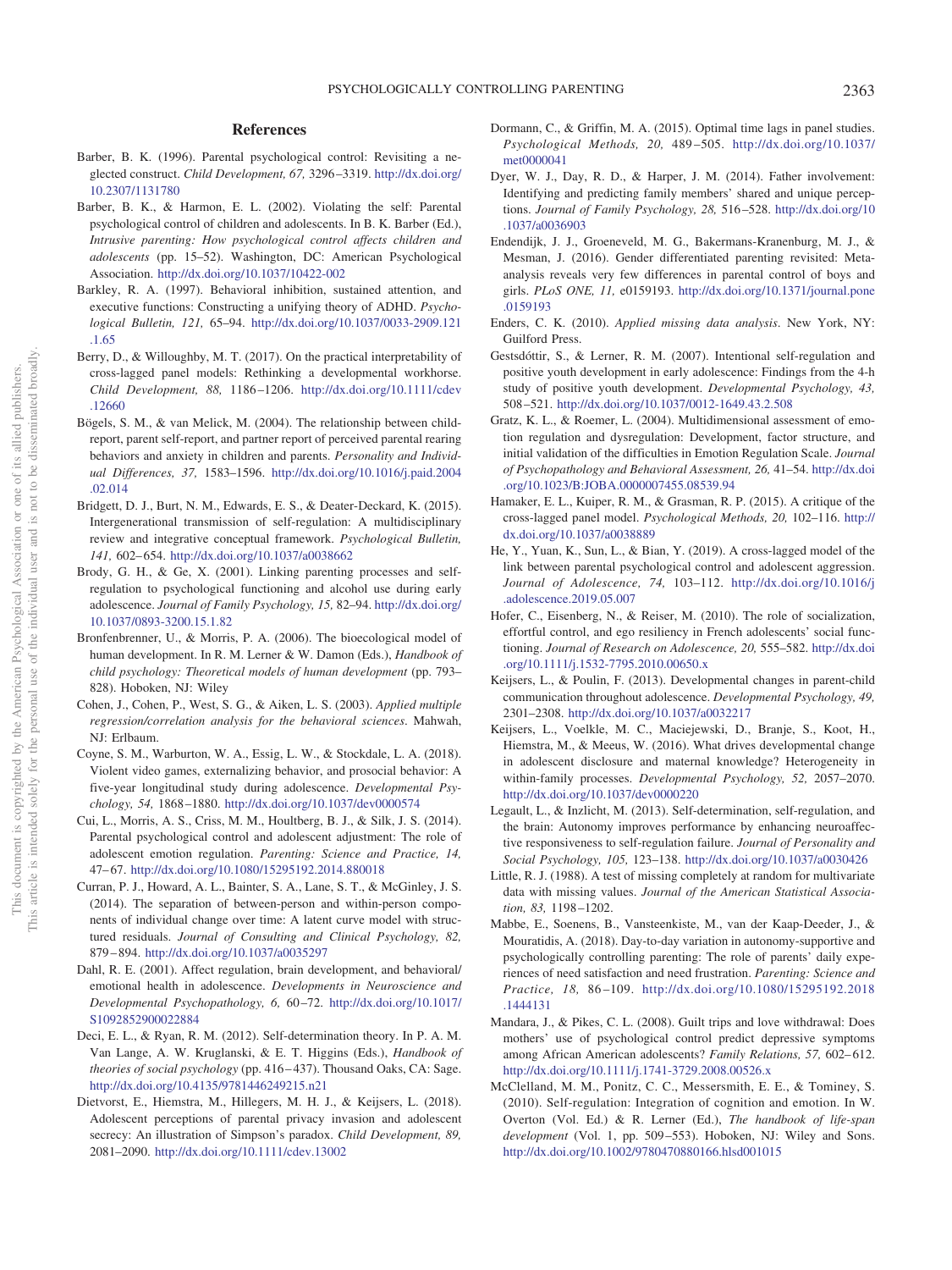## References

Barber, B. K. (1996). Parental psychological control: Revisiting a neglected construct. *Child Development, 67,* 3296–3319. http://dx.doi.org/10.2307/1131780

Barber, B. K., & Harmon, E. L. (2002). Violating the self: Parental psychological control of children and adolescents. In B. K. Barber (Ed.), *Intrusive parenting: How psychological control affects children and adolescents* (pp. 15–52). Washington, DC: American Psychological Association. http://dx.doi.org/10.1037/10422-002

Barkley, R. A. (1997). Behavioral inhibition, sustained attention, and executive functions: Constructing a unifying theory of ADHD. *Psychological Bulletin, 121,* 65–94. http://dx.doi.org/10.1037/0033-2909.121.1.65

Berry, D., & Willoughby, M. T. (2017). On the practical interpretability of cross-lagged panel models: Rethinking a developmental workhorse. *Child Development, 88,* 1186–1206. http://dx.doi.org/10.1111/cdev.12660

Bögels, S. M., & van Melick, M. (2004). The relationship between child-report, parent self-report, and partner report of perceived parental rearing behaviors and anxiety in children and parents. *Personality and Individual Differences, 37,* 1583–1596. http://dx.doi.org/10.1016/j.paid.2004.02.014

Bridgett, D. J., Burt, N. M., Edwards, E. S., & Deater-Deckard, K. (2015). Intergenerational transmission of self-regulation: A multidisciplinary review and integrative conceptual framework. *Psychological Bulletin, 141,* 602–654. http://dx.doi.org/10.1037/a0038662

Brody, G. H., & Ge, X. (2001). Linking parenting processes and self-regulation to psychological functioning and alcohol use during early adolescence. *Journal of Family Psychology, 15,* 82–94. http://dx.doi.org/10.1037/0893-3200.15.1.82

Bronfenbrenner, U., & Morris, P. A. (2006). The bioecological model of human development. In R. M. Lerner & W. Damon (Eds.), *Handbook of child psychology: Theoretical models of human development* (pp. 793–828). Hoboken, NJ: Wiley

Cohen, J., Cohen, P., West, S. G., & Aiken, L. S. (2003). *Applied multiple regression/correlation analysis for the behavioral sciences*. Mahwah, NJ: Erlbaum.

Coyne, S. M., Warburton, W. A., Essig, L. W., & Stockdale, L. A. (2018). Violent video games, externalizing behavior, and prosocial behavior: A five-year longitudinal study during adolescence. *Developmental Psychology, 54,* 1868–1880. http://dx.doi.org/10.1037/dev0000574

Cui, L., Morris, A. S., Criss, M. M., Houltberg, B. J., & Silk, J. S. (2014). Parental psychological control and adolescent adjustment: The role of adolescent emotion regulation. *Parenting: Science and Practice, 14,* 47–67. http://dx.doi.org/10.1080/15295192.2014.880018

Curran, P. J., Howard, A. L., Bainter, S. A., Lane, S. T., & McGinley, J. S. (2014). The separation of between-person and within-person components of individual change over time: A latent curve model with structured residuals. *Journal of Consulting and Clinical Psychology, 82,* 879–894. http://dx.doi.org/10.1037/a0035297

Dahl, R. E. (2001). Affect regulation, brain development, and behavioral/emotional health in adolescence. *Developments in Neuroscience and Developmental Psychopathology, 6,* 60–72. http://dx.doi.org/10.1017/S1092852900022884

Deci, E. L., & Ryan, R. M. (2012). Self-determination theory. In P. A. M. Van Lange, A. W. Kruglanski, & E. T. Higgins (Eds.), *Handbook of theories of social psychology* (pp. 416–437). Thousand Oaks, CA: Sage. http://dx.doi.org/10.4135/9781446249215.n21

Dietvorst, E., Hiemstra, M., Hillegers, M. H. J., & Keijsers, L. (2018). Adolescent perceptions of parental privacy invasion and adolescent secrecy: An illustration of Simpson's paradox. *Child Development, 89,* 2081–2090. http://dx.doi.org/10.1111/cdev.13002

Dormann, C., & Griffin, M. A. (2015). Optimal time lags in panel studies. *Psychological Methods, 20,* 489–505. http://dx.doi.org/10.1037/met0000041

Dyer, W. J., Day, R. D., & Harper, J. M. (2014). Father involvement: Identifying and predicting family members' shared and unique perceptions. *Journal of Family Psychology, 28,* 516–528. http://dx.doi.org/10.1037/a0036903

Endendijk, J. J., Groeneveld, M. G., Bakermans-Kranenburg, M. J., & Mesman, J. (2016). Gender differentiated parenting revisited: Meta-analysis reveals very few differences in parental control of boys and girls. *PLoS ONE, 11,* e0159193. http://dx.doi.org/10.1371/journal.pone.0159193

Enders, C. K. (2010). *Applied missing data analysis*. New York, NY: Guilford Press.

Gestsdóttir, S., & Lerner, R. M. (2007). Intentional self-regulation and positive youth development in early adolescence: Findings from the 4-h study of positive youth development. *Developmental Psychology, 43,* 508–521. http://dx.doi.org/10.1037/0012-1649.43.2.508

Gratz, K. L., & Roemer, L. (2004). Multidimensional assessment of emotion regulation and dysregulation: Development, factor structure, and initial validation of the difficulties in Emotion Regulation Scale. *Journal of Psychopathology and Behavioral Assessment, 26,* 41–54. http://dx.doi.org/10.1023/B:JOBA.0000007455.08539.94

Hamaker, E. L., Kuiper, R. M., & Grasman, R. P. (2015). A critique of the cross-lagged panel model. *Psychological Methods, 20,* 102–116. http://dx.doi.org/10.1037/a0038889

He, Y., Yuan, K., Sun, L., & Bian, Y. (2019). A cross-lagged model of the link between parental psychological control and adolescent aggression. *Journal of Adolescence, 74,* 103–112. http://dx.doi.org/10.1016/j.adolescence.2019.05.007

Hofer, C., Eisenberg, N., & Reiser, M. (2010). The role of socialization, effortful control, and ego resiliency in French adolescents' social functioning. *Journal of Research on Adolescence, 20,* 555–582. http://dx.doi.org/10.1111/j.1532-7795.2010.00650.x

Keijsers, L., & Poulin, F. (2013). Developmental changes in parent-child communication throughout adolescence. *Developmental Psychology, 49,* 2301–2308. http://dx.doi.org/10.1037/a0032217

Keijsers, L., Voelkle, M. C., Maciejewski, D., Branje, S., Koot, H., Hiemstra, M., & Meeus, W. (2016). What drives developmental change in adolescent disclosure and maternal knowledge? Heterogeneity in within-family processes. *Developmental Psychology, 52,* 2057–2070. http://dx.doi.org/10.1037/dev0000220

Legault, L., & Inzlicht, M. (2013). Self-determination, self-regulation, and the brain: Autonomy improves performance by enhancing neuroaffective responsiveness to self-regulation failure. *Journal of Personality and Social Psychology, 105,* 123–138. http://dx.doi.org/10.1037/a0030426

Little, R. J. (1988). A test of missing completely at random for multivariate data with missing values. *Journal of the American Statistical Association, 83,* 1198–1202.

Mabbe, E., Soenens, B., Vansteenkiste, M., van der Kaap-Deeder, J., & Mouratidis, A. (2018). Day-to-day variation in autonomy-supportive and psychologically controlling parenting: The role of parents' daily experiences of need satisfaction and need frustration. *Parenting: Science and Practice, 18,* 86–109. http://dx.doi.org/10.1080/15295192.2018.1444131

Mandara, J., & Pikes, C. L. (2008). Guilt trips and love withdrawal: Does mothers' use of psychological control predict depressive symptoms among African American adolescents? *Family Relations, 57,* 602–612. http://dx.doi.org/10.1111/j.1741-3729.2008.00526.x

McClelland, M. M., Ponitz, C. C., Messersmith, E. E., & Tominey, S. (2010). Self-regulation: Integration of cognition and emotion. In W. Overton (Vol. Ed.) & R. Lerner (Ed.), *The handbook of life-span development* (Vol. 1, pp. 509–553). Hoboken, NJ: Wiley and Sons. http://dx.doi.org/10.1002/9780470880166.hlsd001015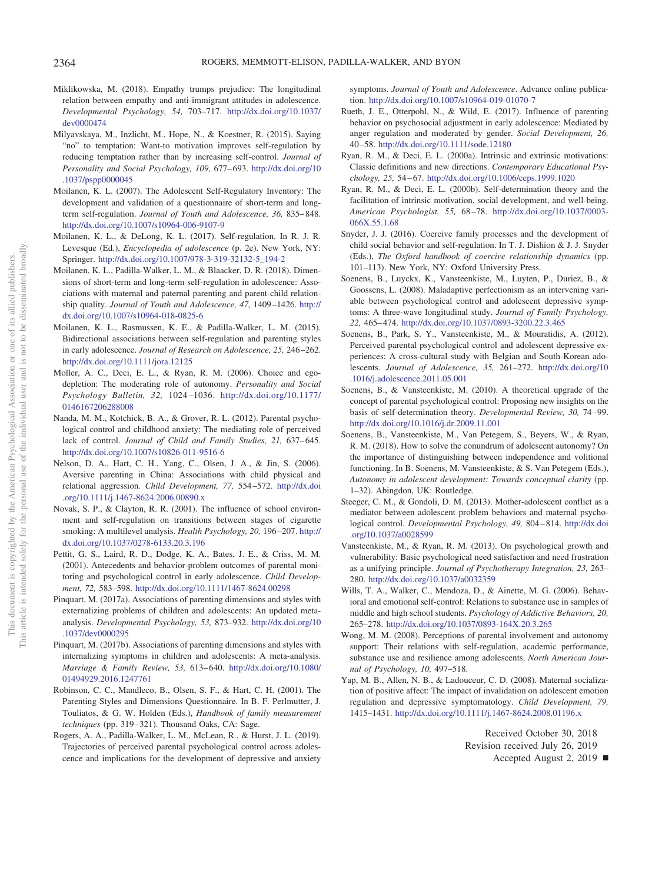Miklikowska, M. (2018). Empathy trumps prejudice: The longitudinal relation between empathy and anti-immigrant attitudes in adolescence. *Developmental Psychology, 54,* 703–717. http://dx.doi.org/10.1037/dev0000474

Milyavskaya, M., Inzlicht, M., Hope, N., & Koestner, R. (2015). Saying "no" to temptation: Want-to motivation improves self-regulation by reducing temptation rather than by increasing self-control. *Journal of Personality and Social Psychology, 109,* 677–693. http://dx.doi.org/10.1037/pspp0000045

Moilanen, K. L. (2007). The Adolescent Self-Regulatory Inventory: The development and validation of a questionnaire of short-term and long-term self-regulation. *Journal of Youth and Adolescence, 36,* 835–848. http://dx.doi.org/10.1007/s10964-006-9107-9

Moilanen, K. L., & DeLong, K. L. (2017). Self-regulation. In R. J. R. Levesque (Ed.), *Encyclopedia of adolescence* (p. 2e). New York, NY: Springer. http://dx.doi.org/10.1007/978-3-319-32132-5_194-2

Moilanen, K. L., Padilla-Walker, L. M., & Blaacker, D. R. (2018). Dimensions of short-term and long-term self-regulation in adolescence: Associations with maternal and paternal parenting and parent-child relationship quality. *Journal of Youth and Adolescence, 47,* 1409–1426. http://dx.doi.org/10.1007/s10964-018-0825-6

Moilanen, K. L., Rasmussen, K. E., & Padilla-Walker, L. M. (2015). Bidirectional associations between self-regulation and parenting styles in early adolescence. *Journal of Research on Adolescence, 25,* 246–262. http://dx.doi.org/10.1111/jora.12125

Moller, A. C., Deci, E. L., & Ryan, R. M. (2006). Choice and ego-depletion: The moderating role of autonomy. *Personality and Social Psychology Bulletin, 32,* 1024–1036. http://dx.doi.org/10.1177/0146167206288008

Nanda, M. M., Kotchick, B. A., & Grover, R. L. (2012). Parental psychological control and childhood anxiety: The mediating role of perceived lack of control. *Journal of Child and Family Studies, 21,* 637–645. http://dx.doi.org/10.1007/s10826-011-9516-6

Nelson, D. A., Hart, C. H., Yang, C., Olsen, J. A., & Jin, S. (2006). Aversive parenting in China: Associations with child physical and relational aggression. *Child Development, 77,* 554–572. http://dx.doi.org/10.1111/j.1467-8624.2006.00890.x

Novak, S. P., & Clayton, R. R. (2001). The influence of school environment and self-regulation on transitions between stages of cigarette smoking: A multilevel analysis. *Health Psychology, 20,* 196–207. http://dx.doi.org/10.1037/0278-6133.20.3.196

Pettit, G. S., Laird, R. D., Dodge, K. A., Bates, J. E., & Criss, M. M. (2001). Antecedents and behavior-problem outcomes of parental monitoring and psychological control in early adolescence. *Child Development, 72,* 583–598. http://dx.doi.org/10.1111/1467-8624.00298

Pinquart, M. (2017a). Associations of parenting dimensions and styles with externalizing problems of children and adolescents: An updated meta-analysis. *Developmental Psychology, 53,* 873–932. http://dx.doi.org/10.1037/dev0000295

Pinquart, M. (2017b). Associations of parenting dimensions and styles with internalizing symptoms in children and adolescents: A meta-analysis. *Marriage & Family Review, 53,* 613–640. http://dx.doi.org/10.1080/01494929.2016.1247761

Robinson, C. C., Mandleco, B., Olsen, S. F., & Hart, C. H. (2001). The Parenting Styles and Dimensions Questionnaire. In B. F. Perlmutter, J. Touliatos, & G. W. Holden (Eds.), *Handbook of family measurement techniques* (pp. 319–321). Thousand Oaks, CA: Sage.

Rogers, A. A., Padilla-Walker, L. M., McLean, R., & Hurst, J. L. (2019). Trajectories of perceived parental psychological control across adolescence and implications for the development of depressive and anxiety symptoms. *Journal of Youth and Adolescence*. Advance online publication. http://dx.doi.org/10.1007/s10964-019-01070-7

Rueth, J. E., Otterpohl, N., & Wild, E. (2017). Influence of parenting behavior on psychosocial adjustment in early adolescence: Mediated by anger regulation and moderated by gender. *Social Development, 26,* 40–58. http://dx.doi.org/10.1111/sode.12180

Ryan, R. M., & Deci, E. L. (2000a). Intrinsic and extrinsic motivations: Classic definitions and new directions. *Contemporary Educational Psychology, 25,* 54–67. http://dx.doi.org/10.1006/ceps.1999.1020

Ryan, R. M., & Deci, E. L. (2000b). Self-determination theory and the facilitation of intrinsic motivation, social development, and well-being. *American Psychologist, 55,* 68–78. http://dx.doi.org/10.1037/0003-066X.55.1.68

Snyder, J. J. (2016). Coercive family processes and the development of child social behavior and self-regulation. In T. J. Dishion & J. J. Snyder (Eds.), *The Oxford handbook of coercive relationship dynamics* (pp. 101–113). New York, NY: Oxford University Press.

Soenens, B., Luyckx, K., Vansteenkiste, M., Luyten, P., Duriez, B., & Goossens, L. (2008). Maladaptive perfectionism as an intervening variable between psychological control and adolescent depressive symptoms: A three-wave longitudinal study. *Journal of Family Psychology, 22,* 465–474. http://dx.doi.org/10.1037/0893-3200.22.3.465

Soenens, B., Park, S. Y., Vansteenkiste, M., & Mouratidis, A. (2012). Perceived parental psychological control and adolescent depressive experiences: A cross-cultural study with Belgian and South-Korean adolescents. *Journal of Adolescence, 35,* 261–272. http://dx.doi.org/10.1016/j.adolescence.2011.05.001

Soenens, B., & Vansteenkiste, M. (2010). A theoretical upgrade of the concept of parental psychological control: Proposing new insights on the basis of self-determination theory. *Developmental Review, 30,* 74–99. http://dx.doi.org/10.1016/j.dr.2009.11.001

Soenens, B., Vansteenkiste, M., Van Petegem, S., Beyers, W., & Ryan, R. M. (2018). How to solve the conundrum of adolescent autonomy? On the importance of distinguishing between independence and volitional functioning. In B. Soenens, M. Vansteenkiste, & S. Van Petegem (Eds.), *Autonomy in adolescent development: Towards conceptual clarity* (pp. 1–32). Abingdon, UK: Routledge.

Steeger, C. M., & Gondoli, D. M. (2013). Mother-adolescent conflict as a mediator between adolescent problem behaviors and maternal psychological control. *Developmental Psychology, 49,* 804–814. http://dx.doi.org/10.1037/a0028599

Vansteenkiste, M., & Ryan, R. M. (2013). On psychological growth and vulnerability: Basic psychological need satisfaction and need frustration as a unifying principle. *Journal of Psychotherapy Integration, 23,* 263–280. http://dx.doi.org/10.1037/a0032359

Wills, T. A., Walker, C., Mendoza, D., & Ainette, M. G. (2006). Behavioral and emotional self-control: Relations to substance use in samples of middle and high school students. *Psychology of Addictive Behaviors, 20,* 265–278. http://dx.doi.org/10.1037/0893-164X.20.3.265

Wong, M. M. (2008). Perceptions of parental involvement and autonomy support: Their relations with self-regulation, academic performance, substance use and resilience among adolescents. *North American Journal of Psychology, 10,* 497–518.

Yap, M. B., Allen, N. B., & Ladouceur, C. D. (2008). Maternal socialization of positive affect: The impact of invalidation on adolescent emotion regulation and depressive symptomatology. *Child Development, 79,* 1415–1431. http://dx.doi.org/10.1111/j.1467-8624.2008.01196.x

Received October 30, 2018
Revision received July 26, 2019
Accepted August 2, 2019 ■